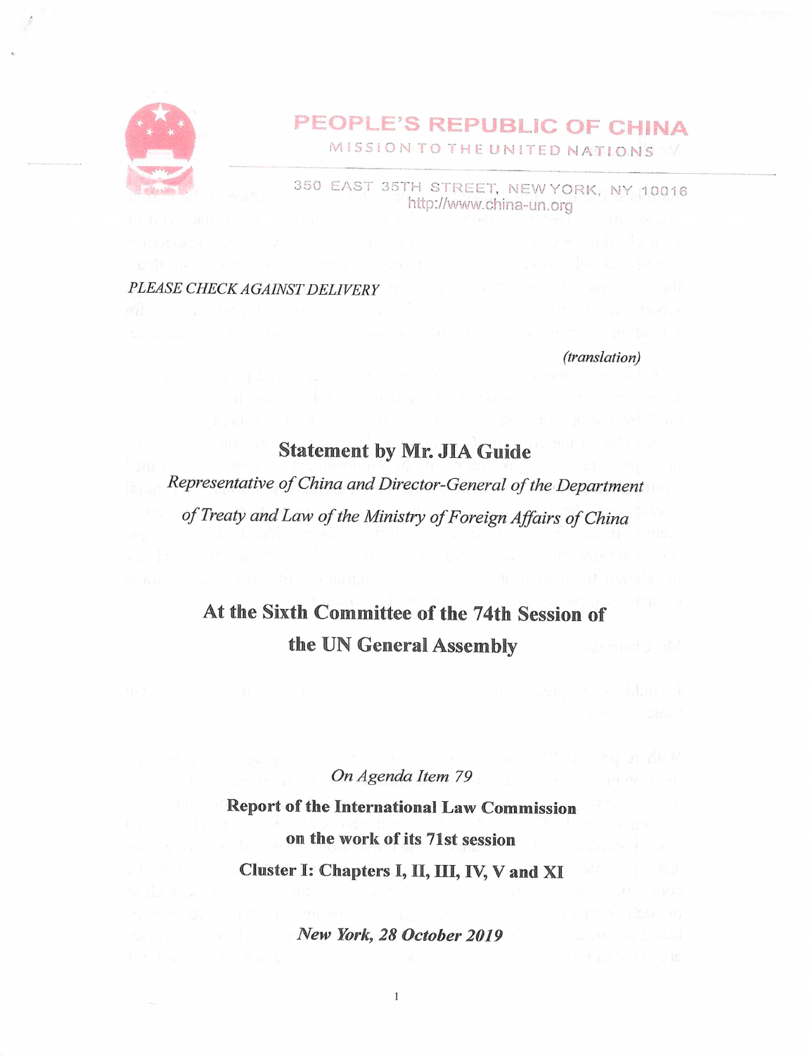# PEOPLE'S REPUBLIC OF CHINA

MISSION TO THE UNITED NATIONS

350 EAST 35TH STREET, NEW YORK, NY 10016
http://www.china-un.org

*PLEASE CHECK AGAINST DELIVERY*

*(translation)*

## Statement by Mr. JIA Guide

*Representative of China and Director-General of the Department of Treaty and Law of the Ministry of Foreign Affairs of China*

## At the Sixth Committee of the 74th Session of the UN General Assembly

*On Agenda Item 79*

**Report of the International Law Commission on the work of its 71st session**

**Cluster I: Chapters I, II, III, IV, V and XI**

*New York, 28 October 2019*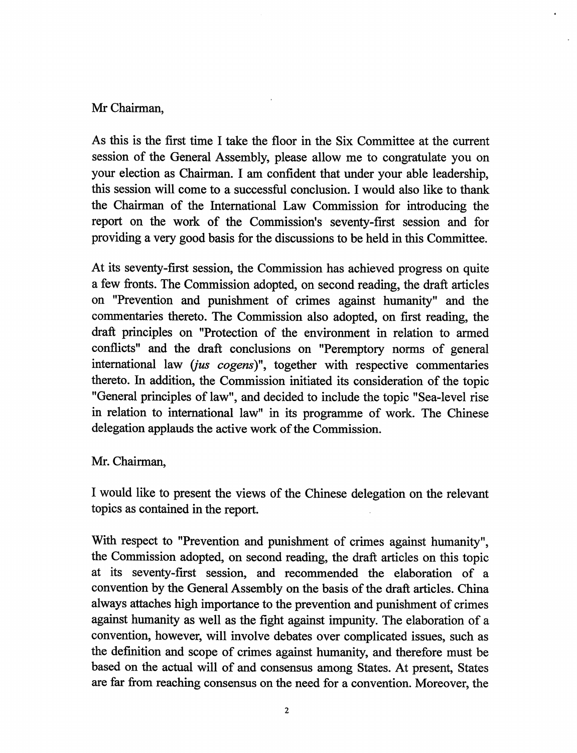Mr Chairman,

As this is the first time I take the floor in the Six Committee at the current session of the General Assembly, please allow me to congratulate you on your election as Chairman. I am confident that under your able leadership, this session will come to a successful conclusion. I would also like to thank the Chairman of the International Law Commission for introducing the report on the work of the Commission's seventy-first session and for providing a very good basis for the discussions to be held in this Committee.

At its seventy-first session, the Commission has achieved progress on quite a few fronts. The Commission adopted, on second reading, the draft articles on "Prevention and punishment of crimes against humanity" and the commentaries thereto. The Commission also adopted, on first reading, the draft principles on "Protection of the environment in relation to armed conflicts" and the draft conclusions on "Peremptory norms of general international law (*jus cogens*)", together with respective commentaries thereto. In addition, the Commission initiated its consideration of the topic "General principles of law", and decided to include the topic "Sea-level rise in relation to international law" in its programme of work. The Chinese delegation applauds the active work of the Commission.

Mr. Chairman,

I would like to present the views of the Chinese delegation on the relevant topics as contained in the report.

With respect to "Prevention and punishment of crimes against humanity", the Commission adopted, on second reading, the draft articles on this topic at its seventy-first session, and recommended the elaboration of a convention by the General Assembly on the basis of the draft articles. China always attaches high importance to the prevention and punishment of crimes against humanity as well as the fight against impunity. The elaboration of a convention, however, will involve debates over complicated issues, such as the definition and scope of crimes against humanity, and therefore must be based on the actual will of and consensus among States. At present, States are far from reaching consensus on the need for a convention. Moreover, the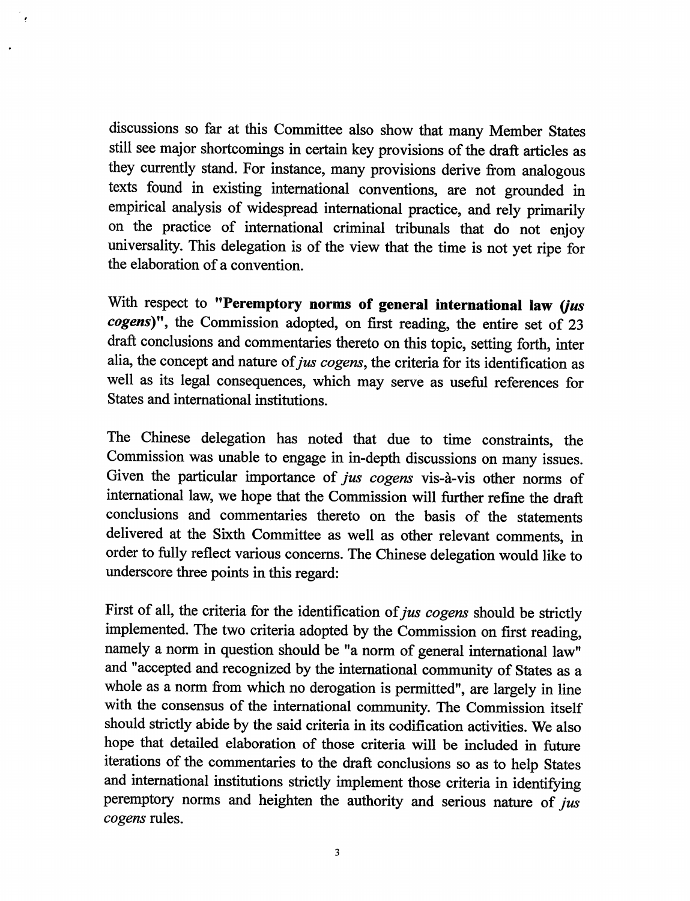discussions so far at this Committee also show that many Member States still see major shortcomings in certain key provisions of the draft articles as they currently stand. For instance, many provisions derive from analogous texts found in existing international conventions, are not grounded in empirical analysis of widespread international practice, and rely primarily on the practice of international criminal tribunals that do not enjoy universality. This delegation is of the view that the time is not yet ripe for the elaboration of a convention.

With respect to **"Peremptory norms of general international law (*jus cogens*)"**, the Commission adopted, on first reading, the entire set of 23 draft conclusions and commentaries thereto on this topic, setting forth, inter alia, the concept and nature of *jus cogens*, the criteria for its identification as well as its legal consequences, which may serve as useful references for States and international institutions.

The Chinese delegation has noted that due to time constraints, the Commission was unable to engage in in-depth discussions on many issues. Given the particular importance of *jus cogens* vis-à-vis other norms of international law, we hope that the Commission will further refine the draft conclusions and commentaries thereto on the basis of the statements delivered at the Sixth Committee as well as other relevant comments, in order to fully reflect various concerns. The Chinese delegation would like to underscore three points in this regard:

First of all, the criteria for the identification of *jus cogens* should be strictly implemented. The two criteria adopted by the Commission on first reading, namely a norm in question should be "a norm of general international law" and "accepted and recognized by the international community of States as a whole as a norm from which no derogation is permitted", are largely in line with the consensus of the international community. The Commission itself should strictly abide by the said criteria in its codification activities. We also hope that detailed elaboration of those criteria will be included in future iterations of the commentaries to the draft conclusions so as to help States and international institutions strictly implement those criteria in identifying peremptory norms and heighten the authority and serious nature of *jus cogens* rules.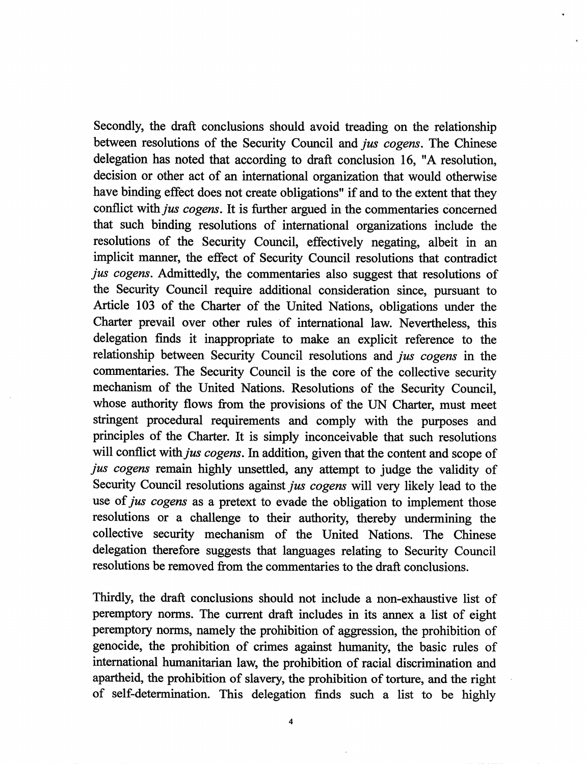Secondly, the draft conclusions should avoid treading on the relationship between resolutions of the Security Council and *jus cogens*. The Chinese delegation has noted that according to draft conclusion 16, "A resolution, decision or other act of an international organization that would otherwise have binding effect does not create obligations" if and to the extent that they conflict with *jus cogens*. It is further argued in the commentaries concerned that such binding resolutions of international organizations include the resolutions of the Security Council, effectively negating, albeit in an implicit manner, the effect of Security Council resolutions that contradict *jus cogens*. Admittedly, the commentaries also suggest that resolutions of the Security Council require additional consideration since, pursuant to Article 103 of the Charter of the United Nations, obligations under the Charter prevail over other rules of international law. Nevertheless, this delegation finds it inappropriate to make an explicit reference to the relationship between Security Council resolutions and *jus cogens* in the commentaries. The Security Council is the core of the collective security mechanism of the United Nations. Resolutions of the Security Council, whose authority flows from the provisions of the UN Charter, must meet stringent procedural requirements and comply with the purposes and principles of the Charter. It is simply inconceivable that such resolutions will conflict with *jus cogens*. In addition, given that the content and scope of *jus cogens* remain highly unsettled, any attempt to judge the validity of Security Council resolutions against *jus cogens* will very likely lead to the use of *jus cogens* as a pretext to evade the obligation to implement those resolutions or a challenge to their authority, thereby undermining the collective security mechanism of the United Nations. The Chinese delegation therefore suggests that languages relating to Security Council resolutions be removed from the commentaries to the draft conclusions.

Thirdly, the draft conclusions should not include a non-exhaustive list of peremptory norms. The current draft includes in its annex a list of eight peremptory norms, namely the prohibition of aggression, the prohibition of genocide, the prohibition of crimes against humanity, the basic rules of international humanitarian law, the prohibition of racial discrimination and apartheid, the prohibition of slavery, the prohibition of torture, and the right of self-determination. This delegation finds such a list to be highly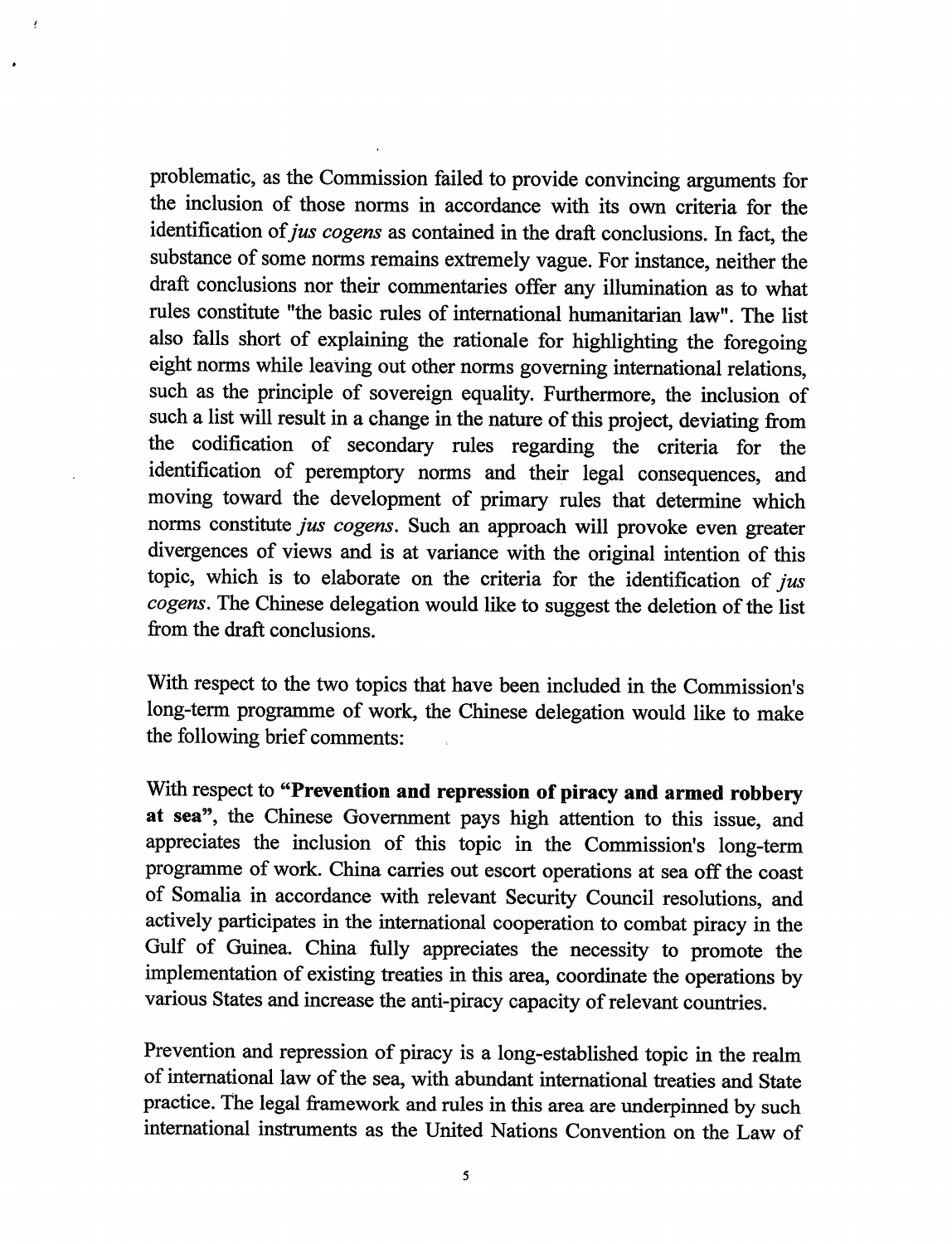problematic, as the Commission failed to provide convincing arguments for the inclusion of those norms in accordance with its own criteria for the identification of *jus cogens* as contained in the draft conclusions. In fact, the substance of some norms remains extremely vague. For instance, neither the draft conclusions nor their commentaries offer any illumination as to what rules constitute "the basic rules of international humanitarian law". The list also falls short of explaining the rationale for highlighting the foregoing eight norms while leaving out other norms governing international relations, such as the principle of sovereign equality. Furthermore, the inclusion of such a list will result in a change in the nature of this project, deviating from the codification of secondary rules regarding the criteria for the identification of peremptory norms and their legal consequences, and moving toward the development of primary rules that determine which norms constitute *jus cogens*. Such an approach will provoke even greater divergences of views and is at variance with the original intention of this topic, which is to elaborate on the criteria for the identification of *jus cogens*. The Chinese delegation would like to suggest the deletion of the list from the draft conclusions.

With respect to the two topics that have been included in the Commission's long-term programme of work, the Chinese delegation would like to make the following brief comments:

With respect to **"Prevention and repression of piracy and armed robbery at sea"**, the Chinese Government pays high attention to this issue, and appreciates the inclusion of this topic in the Commission's long-term programme of work. China carries out escort operations at sea off the coast of Somalia in accordance with relevant Security Council resolutions, and actively participates in the international cooperation to combat piracy in the Gulf of Guinea. China fully appreciates the necessity to promote the implementation of existing treaties in this area, coordinate the operations by various States and increase the anti-piracy capacity of relevant countries.

Prevention and repression of piracy is a long-established topic in the realm of international law of the sea, with abundant international treaties and State practice. The legal framework and rules in this area are underpinned by such international instruments as the United Nations Convention on the Law of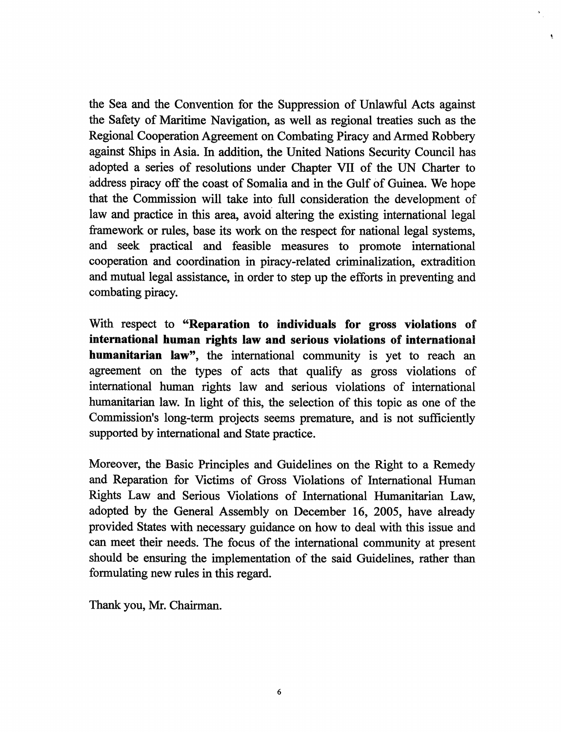the Sea and the Convention for the Suppression of Unlawful Acts against the Safety of Maritime Navigation, as well as regional treaties such as the Regional Cooperation Agreement on Combating Piracy and Armed Robbery against Ships in Asia. In addition, the United Nations Security Council has adopted a series of resolutions under Chapter VII of the UN Charter to address piracy off the coast of Somalia and in the Gulf of Guinea. We hope that the Commission will take into full consideration the development of law and practice in this area, avoid altering the existing international legal framework or rules, base its work on the respect for national legal systems, and seek practical and feasible measures to promote international cooperation and coordination in piracy-related criminalization, extradition and mutual legal assistance, in order to step up the efforts in preventing and combating piracy.

With respect to **"Reparation to individuals for gross violations of international human rights law and serious violations of international humanitarian law"**, the international community is yet to reach an agreement on the types of acts that qualify as gross violations of international human rights law and serious violations of international humanitarian law. In light of this, the selection of this topic as one of the Commission's long-term projects seems premature, and is not sufficiently supported by international and State practice.

Moreover, the Basic Principles and Guidelines on the Right to a Remedy and Reparation for Victims of Gross Violations of International Human Rights Law and Serious Violations of International Humanitarian Law, adopted by the General Assembly on December 16, 2005, have already provided States with necessary guidance on how to deal with this issue and can meet their needs. The focus of the international community at present should be ensuring the implementation of the said Guidelines, rather than formulating new rules in this regard.

Thank you, Mr. Chairman.